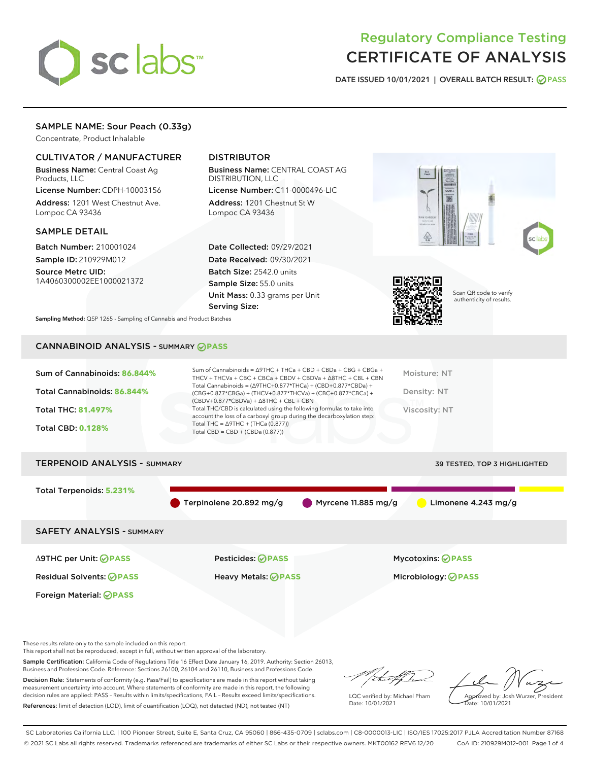# Regulatory Compliance Testing
# CERTIFICATE OF ANALYSIS

DATE ISSUED 10/01/2021 | OVERALL BATCH RESULT: PASS

## SAMPLE NAME: Sour Peach (0.33g)

Concentrate, Product Inhalable

### CULTIVATOR / MANUFACTURER

**Business Name:** Central Coast Ag Products, LLC

**License Number:** CDPH-10003156

**Address:** 1201 West Chestnut Ave. Lompoc CA 93436

### DISTRIBUTOR

**Business Name:** CENTRAL COAST AG DISTRIBUTION, LLC

**License Number:** C11-0000496-LIC

**Address:** 1201 Chestnut St W Lompoc CA 93436

### SAMPLE DETAIL

**Batch Number:** 210001024

**Sample ID:** 210929M012

**Source Metrc UID:** 1A4060300002EE1000021372

**Date Collected:** 09/29/2021

**Date Received:** 09/30/2021

**Batch Size:** 2542.0 units

**Sample Size:** 55.0 units

**Unit Mass:** 0.33 grams per Unit

**Serving Size:**

Scan QR code to verify authenticity of results.

**Sampling Method:** QSP 1265 - Sampling of Cannabis and Product Batches

## CANNABINOID ANALYSIS - SUMMARY PASS

Sum of Cannabinoids: **86.844%**

Total Cannabinoids: **86.844%**

Total THC: **81.497%**

Total CBD: **0.128%**

Sum of Cannabinoids = Δ9THC + THCa + CBD + CBDa + CBG + CBGa + THCV + THCVa + CBC + CBCa + CBDV + CBDVa + Δ8THC + CBL + CBN

Total Cannabinoids = (Δ9THC+0.877*THCa) + (CBD+0.877*CBDa) + (CBG+0.877*CBGa) + (THCV+0.877*THCVa) + (CBC+0.877*CBCa) + (CBDV+0.877*CBDVa) + Δ8THC + CBL + CBN

Total THC/CBD is calculated using the following formulas to take into account the loss of a carboxyl group during the decarboxylation step:

Total THC = Δ9THC + (THCa (0.877))

Total CBD = CBD + (CBDa (0.877))

Moisture: NT

Density: NT

Viscosity: NT

## TERPENOID ANALYSIS - SUMMARY

39 TESTED, TOP 3 HIGHLIGHTED

Total Terpenoids: **5.231%**

Terpinolene 20.892 mg/g | Myrcene 11.885 mg/g | Limonene 4.243 mg/g

## SAFETY ANALYSIS - SUMMARY

Δ9THC per Unit: PASS

Pesticides: PASS

Mycotoxins: PASS

Residual Solvents: PASS

Heavy Metals: PASS

Microbiology: PASS

Foreign Material: PASS

These results relate only to the sample included on this report.
This report shall not be reproduced, except in full, without written approval of the laboratory.

**Sample Certification:** California Code of Regulations Title 16 Effect Date January 16, 2019. Authority: Section 26013, Business and Professions Code. Reference: Sections 26100, 26104 and 26110, Business and Professions Code.

**Decision Rule:** Statements of conformity (e.g. Pass/Fail) to specifications are made in this report without taking measurement uncertainty into account. Where statements of conformity are made in this report, the following decision rules are applied: PASS - Results within limits/specifications, FAIL - Results exceed limits/specifications.

**References:** limit of detection (LOD), limit of quantification (LOQ), not detected (ND), not tested (NT)

LQC verified by: Michael Pham
Date: 10/01/2021

Approved by: Josh Wurzer, President
Date: 10/01/2021

SC Laboratories California LLC. | 100 Pioneer Street, Suite E, Santa Cruz, CA 95060 | 866-435-0709 | sclabs.com | C8-0000013-LIC | ISO/IES 17025:2017 PJLA Accreditation Number 87168
© 2021 SC Labs all rights reserved. Trademarks referenced are trademarks of either SC Labs or their respective owners. MKT00162 REV6 12/20 CoA ID: 210929M012-001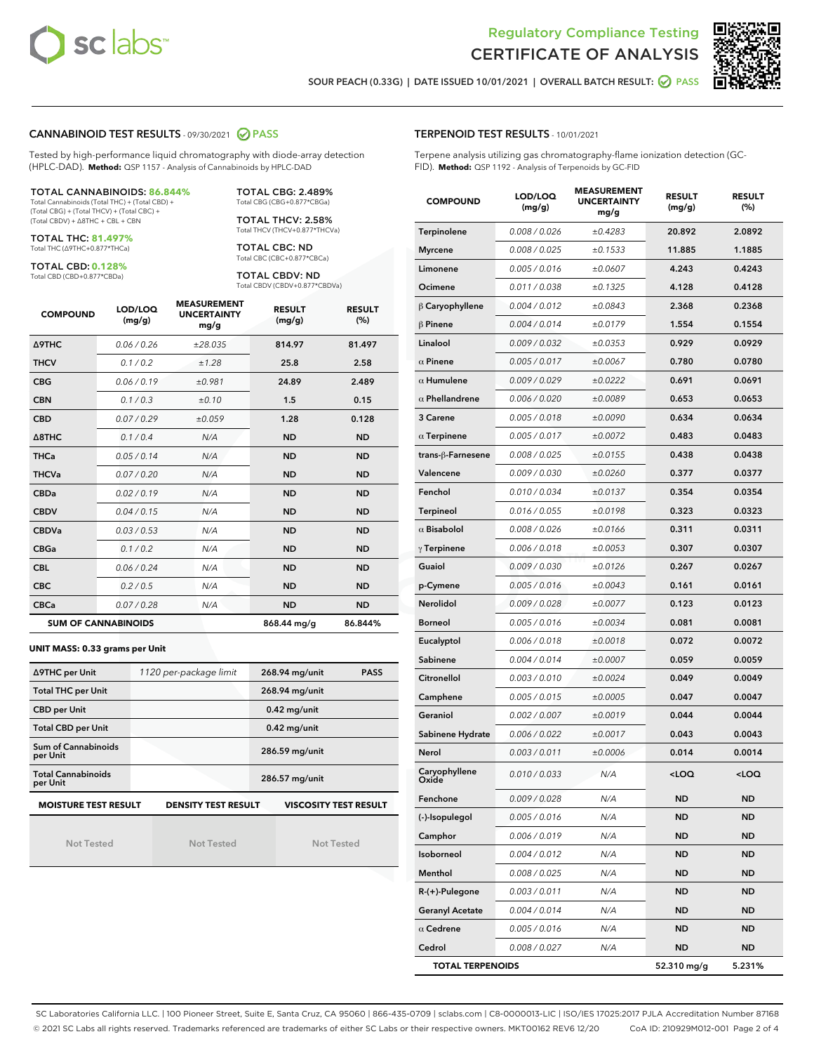Regulatory Compliance Testing
# CERTIFICATE OF ANALYSIS

SOUR PEACH (0.33G) | DATE ISSUED 10/01/2021 | OVERALL BATCH RESULT: PASS

## CANNABINOID TEST RESULTS - 09/30/2021 PASS

Tested by high-performance liquid chromatography with diode-array detection (HPLC-DAD). **Method:** QSP 1157 - Analysis of Cannabinoids by HPLC-DAD

**TOTAL CANNABINOIDS: 86.844%**
Total Cannabinoids (Total THC) + (Total CBD) + (Total CBG) + (Total THCV) + (Total CBC) + (Total CBDV) + Δ8THC + CBL + CBN

**TOTAL THC: 81.497%**
Total THC (Δ9THC+0.877*THCa)

**TOTAL CBD: 0.128%**
Total CBD (CBD+0.877*CBDa)

**TOTAL CBG: 2.489%**
Total CBG (CBG+0.877*CBGa)

**TOTAL THCV: 2.58%**
Total THCV (THCV+0.877*THCVa)

**TOTAL CBC: ND**
Total CBC (CBC+0.877*CBCa)

**TOTAL CBDV: ND**
Total CBDV (CBDV+0.877*CBDVa)

| COMPOUND | LOD/LOQ (mg/g) | MEASUREMENT UNCERTAINTY mg/g | RESULT (mg/g) | RESULT (%) |
|---|---|---|---|---|
| Δ9THC | 0.06 / 0.26 | ±28.035 | 814.97 | 81.497 |
| THCV | 0.1 / 0.2 | ±1.28 | 25.8 | 2.58 |
| CBG | 0.06 / 0.19 | ±0.981 | 24.89 | 2.489 |
| CBN | 0.1 / 0.3 | ±0.10 | 1.5 | 0.15 |
| CBD | 0.07 / 0.29 | ±0.059 | 1.28 | 0.128 |
| Δ8THC | 0.1 / 0.4 | N/A | ND | ND |
| THCa | 0.05 / 0.14 | N/A | ND | ND |
| THCVa | 0.07 / 0.20 | N/A | ND | ND |
| CBDa | 0.02 / 0.19 | N/A | ND | ND |
| CBDV | 0.04 / 0.15 | N/A | ND | ND |
| CBDVa | 0.03 / 0.53 | N/A | ND | ND |
| CBGa | 0.1 / 0.2 | N/A | ND | ND |
| CBL | 0.06 / 0.24 | N/A | ND | ND |
| CBC | 0.2 / 0.5 | N/A | ND | ND |
| CBCa | 0.07 / 0.28 | N/A | ND | ND |
| **SUM OF CANNABINOIDS** | | | **868.44 mg/g** | **86.844%** |

**UNIT MASS: 0.33 grams per Unit**

| | | | |
|---|---|---|---|
| Δ9THC per Unit | 1120 per-package limit | 268.94 mg/unit | PASS |
| Total THC per Unit | | 268.94 mg/unit | |
| CBD per Unit | | 0.42 mg/unit | |
| Total CBD per Unit | | 0.42 mg/unit | |
| Sum of Cannabinoids per Unit | | 286.59 mg/unit | |
| Total Cannabinoids per Unit | | 286.57 mg/unit | |

| MOISTURE TEST RESULT | DENSITY TEST RESULT | VISCOSITY TEST RESULT |
|---|---|---|
| Not Tested | Not Tested | Not Tested |

## TERPENOID TEST RESULTS - 10/01/2021

Terpene analysis utilizing gas chromatography-flame ionization detection (GC-FID). **Method:** QSP 1192 - Analysis of Terpenoids by GC-FID

| COMPOUND | LOD/LOQ (mg/g) | MEASUREMENT UNCERTAINTY mg/g | RESULT (mg/g) | RESULT (%) |
|---|---|---|---|---|
| Terpinolene | 0.008 / 0.026 | ±0.4283 | 20.892 | 2.0892 |
| Myrcene | 0.008 / 0.025 | ±0.1533 | 11.885 | 1.1885 |
| Limonene | 0.005 / 0.016 | ±0.0607 | 4.243 | 0.4243 |
| Ocimene | 0.011 / 0.038 | ±0.1325 | 4.128 | 0.4128 |
| β Caryophyllene | 0.004 / 0.012 | ±0.0843 | 2.368 | 0.2368 |
| β Pinene | 0.004 / 0.014 | ±0.0179 | 1.554 | 0.1554 |
| Linalool | 0.009 / 0.032 | ±0.0353 | 0.929 | 0.0929 |
| α Pinene | 0.005 / 0.017 | ±0.0067 | 0.780 | 0.0780 |
| α Humulene | 0.009 / 0.029 | ±0.0222 | 0.691 | 0.0691 |
| α Phellandrene | 0.006 / 0.020 | ±0.0089 | 0.653 | 0.0653 |
| 3 Carene | 0.005 / 0.018 | ±0.0090 | 0.634 | 0.0634 |
| α Terpinene | 0.005 / 0.017 | ±0.0072 | 0.483 | 0.0483 |
| trans-β-Farnesene | 0.008 / 0.025 | ±0.0155 | 0.438 | 0.0438 |
| Valencene | 0.009 / 0.030 | ±0.0260 | 0.377 | 0.0377 |
| Fenchol | 0.010 / 0.034 | ±0.0137 | 0.354 | 0.0354 |
| Terpineol | 0.016 / 0.055 | ±0.0198 | 0.323 | 0.0323 |
| α Bisabolol | 0.008 / 0.026 | ±0.0166 | 0.311 | 0.0311 |
| γ Terpinene | 0.006 / 0.018 | ±0.0053 | 0.307 | 0.0307 |
| Guaiol | 0.009 / 0.030 | ±0.0126 | 0.267 | 0.0267 |
| p-Cymene | 0.005 / 0.016 | ±0.0043 | 0.161 | 0.0161 |
| Nerolidol | 0.009 / 0.028 | ±0.0077 | 0.123 | 0.0123 |
| Borneol | 0.005 / 0.016 | ±0.0034 | 0.081 | 0.0081 |
| Eucalyptol | 0.006 / 0.018 | ±0.0018 | 0.072 | 0.0072 |
| Sabinene | 0.004 / 0.014 | ±0.0007 | 0.059 | 0.0059 |
| Citronellol | 0.003 / 0.010 | ±0.0024 | 0.049 | 0.0049 |
| Camphene | 0.005 / 0.015 | ±0.0005 | 0.047 | 0.0047 |
| Geraniol | 0.002 / 0.007 | ±0.0019 | 0.044 | 0.0044 |
| Sabinene Hydrate | 0.006 / 0.022 | ±0.0017 | 0.043 | 0.0043 |
| Nerol | 0.003 / 0.011 | ±0.0006 | 0.014 | 0.0014 |
| Caryophyllene Oxide | 0.010 / 0.033 | N/A | <LOQ | <LOQ |
| Fenchone | 0.009 / 0.028 | N/A | ND | ND |
| (-)-Isopulegol | 0.005 / 0.016 | N/A | ND | ND |
| Camphor | 0.006 / 0.019 | N/A | ND | ND |
| Isoborneol | 0.004 / 0.012 | N/A | ND | ND |
| Menthol | 0.008 / 0.025 | N/A | ND | ND |
| R-(+)-Pulegone | 0.003 / 0.011 | N/A | ND | ND |
| Geranyl Acetate | 0.004 / 0.014 | N/A | ND | ND |
| α Cedrene | 0.005 / 0.016 | N/A | ND | ND |
| Cedrol | 0.008 / 0.027 | N/A | ND | ND |
| **TOTAL TERPENOIDS** | | | **52.310 mg/g** | **5.231%** |

SC Laboratories California LLC. | 100 Pioneer Street, Suite E, Santa Cruz, CA 95060 | 866-435-0709 | sclabs.com | C8-0000013-LIC | ISO/IES 17025:2017 PJLA Accreditation Number 87168
© 2021 SC Labs all rights reserved. Trademarks referenced are trademarks of either SC Labs or their respective owners. MKT00162 REV6 12/20 CoA ID: 210929M012-001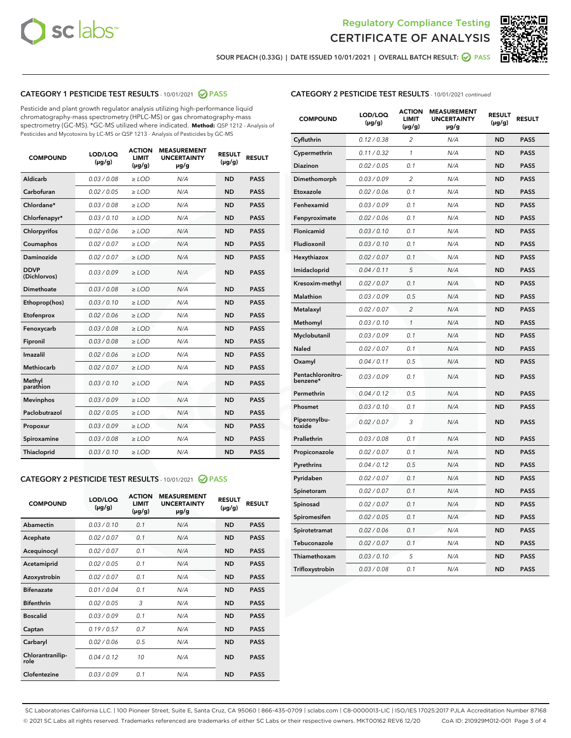Regulatory Compliance Testing

# CERTIFICATE OF ANALYSIS

SOUR PEACH (0.33G) | DATE ISSUED 10/01/2021 | OVERALL BATCH RESULT: PASS

## CATEGORY 1 PESTICIDE TEST RESULTS - 10/01/2021 PASS

Pesticide and plant growth regulator analysis utilizing high-performance liquid chromatography-mass spectrometry (HPLC-MS) or gas chromatography-mass spectrometry (GC-MS). *GC-MS utilized where indicated. **Method:** QSP 1212 - Analysis of Pesticides and Mycotoxins by LC-MS or QSP 1213 - Analysis of Pesticides by GC-MS

| COMPOUND | LOD/LOQ (µg/g) | ACTION LIMIT (µg/g) | MEASUREMENT UNCERTAINTY µg/g | RESULT (µg/g) | RESULT |
|---|---|---|---|---|---|
| Aldicarb | 0.03 / 0.08 | ≥ LOD | N/A | ND | PASS |
| Carbofuran | 0.02 / 0.05 | ≥ LOD | N/A | ND | PASS |
| Chlordane* | 0.03 / 0.08 | ≥ LOD | N/A | ND | PASS |
| Chlorfenapyr* | 0.03 / 0.10 | ≥ LOD | N/A | ND | PASS |
| Chlorpyrifos | 0.02 / 0.06 | ≥ LOD | N/A | ND | PASS |
| Coumaphos | 0.02 / 0.07 | ≥ LOD | N/A | ND | PASS |
| Daminozide | 0.02 / 0.07 | ≥ LOD | N/A | ND | PASS |
| DDVP (Dichlorvos) | 0.03 / 0.09 | ≥ LOD | N/A | ND | PASS |
| Dimethoate | 0.03 / 0.08 | ≥ LOD | N/A | ND | PASS |
| Ethoprop(hos) | 0.03 / 0.10 | ≥ LOD | N/A | ND | PASS |
| Etofenprox | 0.02 / 0.06 | ≥ LOD | N/A | ND | PASS |
| Fenoxycarb | 0.03 / 0.08 | ≥ LOD | N/A | ND | PASS |
| Fipronil | 0.03 / 0.08 | ≥ LOD | N/A | ND | PASS |
| Imazalil | 0.02 / 0.06 | ≥ LOD | N/A | ND | PASS |
| Methiocarb | 0.02 / 0.07 | ≥ LOD | N/A | ND | PASS |
| Methyl parathion | 0.03 / 0.10 | ≥ LOD | N/A | ND | PASS |
| Mevinphos | 0.03 / 0.09 | ≥ LOD | N/A | ND | PASS |
| Paclobutrazol | 0.02 / 0.05 | ≥ LOD | N/A | ND | PASS |
| Propoxur | 0.03 / 0.09 | ≥ LOD | N/A | ND | PASS |
| Spiroxamine | 0.03 / 0.08 | ≥ LOD | N/A | ND | PASS |
| Thiacloprid | 0.03 / 0.10 | ≥ LOD | N/A | ND | PASS |

## CATEGORY 2 PESTICIDE TEST RESULTS - 10/01/2021 PASS

| COMPOUND | LOD/LOQ (µg/g) | ACTION LIMIT (µg/g) | MEASUREMENT UNCERTAINTY µg/g | RESULT (µg/g) | RESULT |
|---|---|---|---|---|---|
| Abamectin | 0.03 / 0.10 | 0.1 | N/A | ND | PASS |
| Acephate | 0.02 / 0.07 | 0.1 | N/A | ND | PASS |
| Acequinocyl | 0.02 / 0.07 | 0.1 | N/A | ND | PASS |
| Acetamiprid | 0.02 / 0.05 | 0.1 | N/A | ND | PASS |
| Azoxystrobin | 0.02 / 0.07 | 0.1 | N/A | ND | PASS |
| Bifenazate | 0.01 / 0.04 | 0.1 | N/A | ND | PASS |
| Bifenthrin | 0.02 / 0.05 | 3 | N/A | ND | PASS |
| Boscalid | 0.03 / 0.09 | 0.1 | N/A | ND | PASS |
| Captan | 0.19 / 0.57 | 0.7 | N/A | ND | PASS |
| Carbaryl | 0.02 / 0.06 | 0.5 | N/A | ND | PASS |
| Chlorantraniliprole | 0.04 / 0.12 | 10 | N/A | ND | PASS |
| Clofentezine | 0.03 / 0.09 | 0.1 | N/A | ND | PASS |
| Cyfluthrin | 0.12 / 0.38 | 2 | N/A | ND | PASS |
| Cypermethrin | 0.11 / 0.32 | 1 | N/A | ND | PASS |
| Diazinon | 0.02 / 0.05 | 0.1 | N/A | ND | PASS |
| Dimethomorph | 0.03 / 0.09 | 2 | N/A | ND | PASS |
| Etoxazole | 0.02 / 0.06 | 0.1 | N/A | ND | PASS |
| Fenhexamid | 0.03 / 0.09 | 0.1 | N/A | ND | PASS |
| Fenpyroximate | 0.02 / 0.06 | 0.1 | N/A | ND | PASS |
| Flonicamid | 0.03 / 0.10 | 0.1 | N/A | ND | PASS |
| Fludioxonil | 0.03 / 0.10 | 0.1 | N/A | ND | PASS |
| Hexythiazox | 0.02 / 0.07 | 0.1 | N/A | ND | PASS |
| Imidacloprid | 0.04 / 0.11 | 5 | N/A | ND | PASS |
| Kresoxim-methyl | 0.02 / 0.07 | 0.1 | N/A | ND | PASS |
| Malathion | 0.03 / 0.09 | 0.5 | N/A | ND | PASS |
| Metalaxyl | 0.02 / 0.07 | 2 | N/A | ND | PASS |
| Methomyl | 0.03 / 0.10 | 1 | N/A | ND | PASS |
| Myclobutanil | 0.03 / 0.09 | 0.1 | N/A | ND | PASS |
| Naled | 0.02 / 0.07 | 0.1 | N/A | ND | PASS |
| Oxamyl | 0.04 / 0.11 | 0.5 | N/A | ND | PASS |
| Pentachloronitrobenzene* | 0.03 / 0.09 | 0.1 | N/A | ND | PASS |
| Permethrin | 0.04 / 0.12 | 0.5 | N/A | ND | PASS |
| Phosmet | 0.03 / 0.10 | 0.1 | N/A | ND | PASS |
| Piperonylbutoxide | 0.02 / 0.07 | 3 | N/A | ND | PASS |
| Prallethrin | 0.03 / 0.08 | 0.1 | N/A | ND | PASS |
| Propiconazole | 0.02 / 0.07 | 0.1 | N/A | ND | PASS |
| Pyrethrins | 0.04 / 0.12 | 0.5 | N/A | ND | PASS |
| Pyridaben | 0.02 / 0.07 | 0.1 | N/A | ND | PASS |
| Spinetoram | 0.02 / 0.07 | 0.1 | N/A | ND | PASS |
| Spinosad | 0.02 / 0.07 | 0.1 | N/A | ND | PASS |
| Spiromesifen | 0.02 / 0.05 | 0.1 | N/A | ND | PASS |
| Spirotetramat | 0.02 / 0.06 | 0.1 | N/A | ND | PASS |
| Tebuconazole | 0.02 / 0.07 | 0.1 | N/A | ND | PASS |
| Thiamethoxam | 0.03 / 0.10 | 5 | N/A | ND | PASS |
| Trifloxystrobin | 0.03 / 0.08 | 0.1 | N/A | ND | PASS |

SC Laboratories California LLC. | 100 Pioneer Street, Suite E, Santa Cruz, CA 95060 | 866-435-0709 | sclabs.com | C8-0000013-LIC | ISO/IES 17025:2017 PJLA Accreditation Number 87168
© 2021 SC Labs all rights reserved. Trademarks referenced are trademarks of either SC Labs or their respective owners. MKT00162 REV6 12/20 CoA ID: 210929M012-001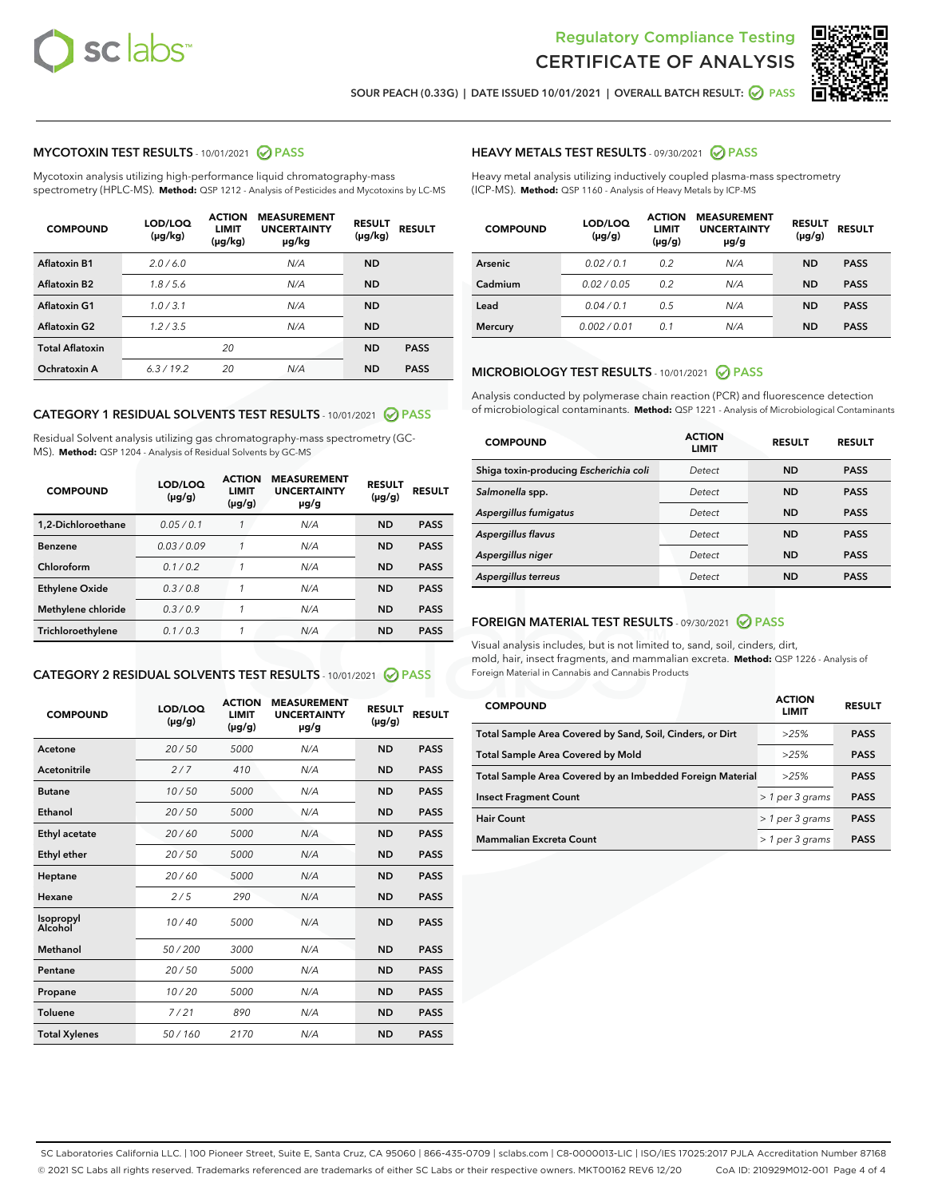Regulatory Compliance Testing

# CERTIFICATE OF ANALYSIS

SOUR PEACH (0.33G) | DATE ISSUED 10/01/2021 | OVERALL BATCH RESULT: PASS

## MYCOTOXIN TEST RESULTS - 10/01/2021 PASS

Mycotoxin analysis utilizing high-performance liquid chromatography-mass spectrometry (HPLC-MS). **Method:** QSP 1212 - Analysis of Pesticides and Mycotoxins by LC-MS

| COMPOUND | LOD/LOQ (µg/kg) | ACTION LIMIT (µg/kg) | MEASUREMENT UNCERTAINTY µg/kg | RESULT (µg/kg) | RESULT |
|---|---|---|---|---|---|
| Aflatoxin B1 | 2.0 / 6.0 | | N/A | ND | |
| Aflatoxin B2 | 1.8 / 5.6 | | N/A | ND | |
| Aflatoxin G1 | 1.0 / 3.1 | | N/A | ND | |
| Aflatoxin G2 | 1.2 / 3.5 | | N/A | ND | |
| Total Aflatoxin | | 20 | | ND | PASS |
| Ochratoxin A | 6.3 / 19.2 | 20 | N/A | ND | PASS |

## CATEGORY 1 RESIDUAL SOLVENTS TEST RESULTS - 10/01/2021 PASS

Residual Solvent analysis utilizing gas chromatography-mass spectrometry (GC-MS). **Method:** QSP 1204 - Analysis of Residual Solvents by GC-MS

| COMPOUND | LOD/LOQ (µg/g) | ACTION LIMIT (µg/g) | MEASUREMENT UNCERTAINTY µg/g | RESULT (µg/g) | RESULT |
|---|---|---|---|---|---|
| 1,2-Dichloroethane | 0.05 / 0.1 | 1 | N/A | ND | PASS |
| Benzene | 0.03 / 0.09 | 1 | N/A | ND | PASS |
| Chloroform | 0.1 / 0.2 | 1 | N/A | ND | PASS |
| Ethylene Oxide | 0.3 / 0.8 | 1 | N/A | ND | PASS |
| Methylene chloride | 0.3 / 0.9 | 1 | N/A | ND | PASS |
| Trichloroethylene | 0.1 / 0.3 | 1 | N/A | ND | PASS |

## CATEGORY 2 RESIDUAL SOLVENTS TEST RESULTS - 10/01/2021 PASS

| COMPOUND | LOD/LOQ (µg/g) | ACTION LIMIT (µg/g) | MEASUREMENT UNCERTAINTY µg/g | RESULT (µg/g) | RESULT |
|---|---|---|---|---|---|
| Acetone | 20 / 50 | 5000 | N/A | ND | PASS |
| Acetonitrile | 2 / 7 | 410 | N/A | ND | PASS |
| Butane | 10 / 50 | 5000 | N/A | ND | PASS |
| Ethanol | 20 / 50 | 5000 | N/A | ND | PASS |
| Ethyl acetate | 20 / 60 | 5000 | N/A | ND | PASS |
| Ethyl ether | 20 / 50 | 5000 | N/A | ND | PASS |
| Heptane | 20 / 60 | 5000 | N/A | ND | PASS |
| Hexane | 2 / 5 | 290 | N/A | ND | PASS |
| Isopropyl Alcohol | 10 / 40 | 5000 | N/A | ND | PASS |
| Methanol | 50 / 200 | 3000 | N/A | ND | PASS |
| Pentane | 20 / 50 | 5000 | N/A | ND | PASS |
| Propane | 10 / 20 | 5000 | N/A | ND | PASS |
| Toluene | 7 / 21 | 890 | N/A | ND | PASS |
| Total Xylenes | 50 / 160 | 2170 | N/A | ND | PASS |

## HEAVY METALS TEST RESULTS - 09/30/2021 PASS

Heavy metal analysis utilizing inductively coupled plasma-mass spectrometry (ICP-MS). **Method:** QSP 1160 - Analysis of Heavy Metals by ICP-MS

| COMPOUND | LOD/LOQ (µg/g) | ACTION LIMIT (µg/g) | MEASUREMENT UNCERTAINTY µg/g | RESULT (µg/g) | RESULT |
|---|---|---|---|---|---|
| Arsenic | 0.02 / 0.1 | 0.2 | N/A | ND | PASS |
| Cadmium | 0.02 / 0.05 | 0.2 | N/A | ND | PASS |
| Lead | 0.04 / 0.1 | 0.5 | N/A | ND | PASS |
| Mercury | 0.002 / 0.01 | 0.1 | N/A | ND | PASS |

## MICROBIOLOGY TEST RESULTS - 10/01/2021 PASS

Analysis conducted by polymerase chain reaction (PCR) and fluorescence detection of microbiological contaminants. **Method:** QSP 1221 - Analysis of Microbiological Contaminants

| COMPOUND | ACTION LIMIT | RESULT | RESULT |
|---|---|---|---|
| Shiga toxin-producing *Escherichia coli* | Detect | ND | PASS |
| *Salmonella* spp. | Detect | ND | PASS |
| *Aspergillus fumigatus* | Detect | ND | PASS |
| *Aspergillus flavus* | Detect | ND | PASS |
| *Aspergillus niger* | Detect | ND | PASS |
| *Aspergillus terreus* | Detect | ND | PASS |

## FOREIGN MATERIAL TEST RESULTS - 09/30/2021 PASS

Visual analysis includes, but is not limited to, sand, soil, cinders, dirt, mold, hair, insect fragments, and mammalian excreta. **Method:** QSP 1226 - Analysis of Foreign Material in Cannabis and Cannabis Products

| COMPOUND | ACTION LIMIT | RESULT |
|---|---|---|
| Total Sample Area Covered by Sand, Soil, Cinders, or Dirt | >25% | PASS |
| Total Sample Area Covered by Mold | >25% | PASS |
| Total Sample Area Covered by an Imbedded Foreign Material | >25% | PASS |
| Insect Fragment Count | > 1 per 3 grams | PASS |
| Hair Count | > 1 per 3 grams | PASS |
| Mammalian Excreta Count | > 1 per 3 grams | PASS |

SC Laboratories California LLC. | 100 Pioneer Street, Suite E, Santa Cruz, CA 95060 | 866-435-0709 | sclabs.com | C8-0000013-LIC | ISO/IES 17025:2017 PJLA Accreditation Number 87168
© 2021 SC Labs all rights reserved. Trademarks referenced are trademarks of either SC Labs or their respective owners. MKT00162 REV6 12/20 CoA ID: 210929M012-001